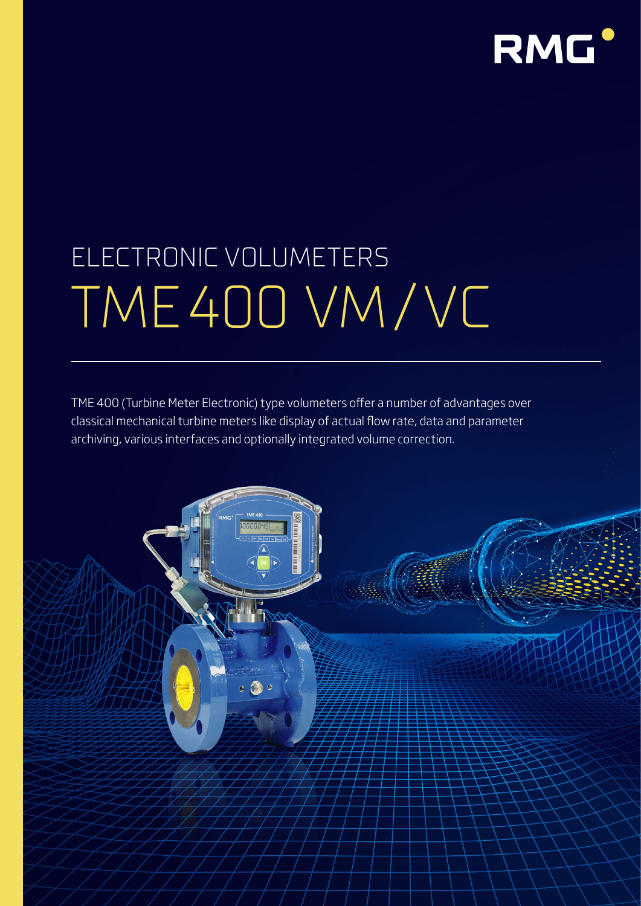RMG

# ELECTRONIC VOLUMETERS

# TME 400 VM / VC

TME 400 (Turbine Meter Electronic) type volumeters offer a number of advantages over classical mechanical turbine meters like display of actual flow rate, data and parameter archiving, various interfaces and optionally integrated volume correction.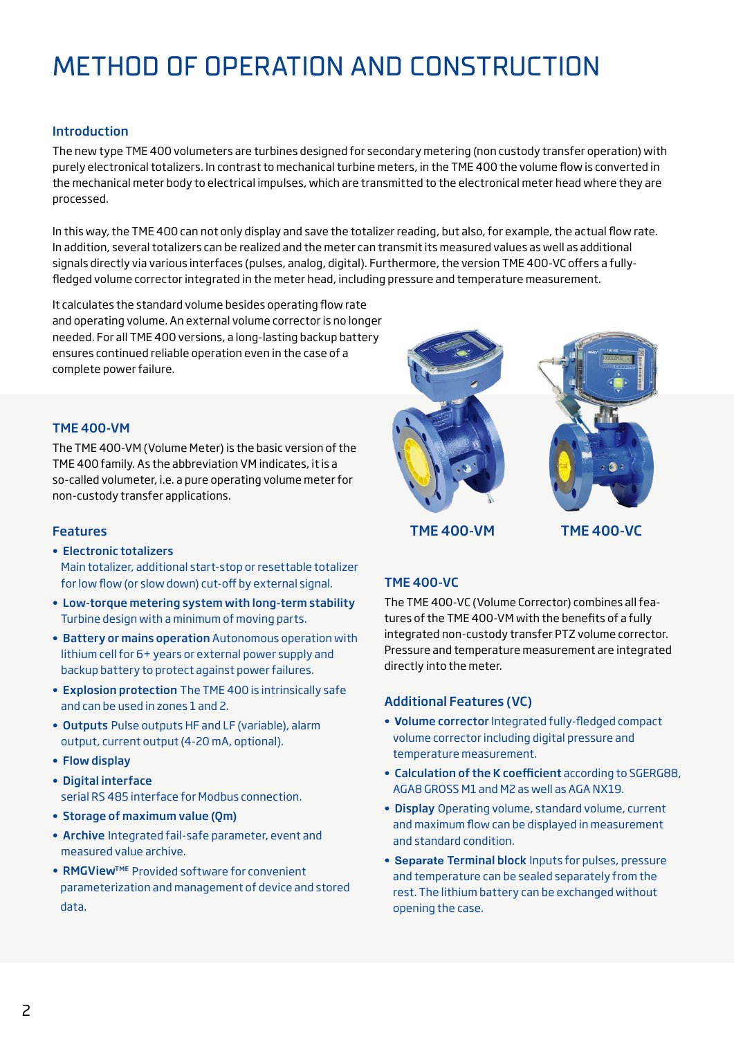# METHOD OF OPERATION AND CONSTRUCTION

## Introduction

The new type TME 400 volumeters are turbines designed for secondary metering (non custody transfer operation) with purely electronical totalizers. In contrast to mechanical turbine meters, in the TME 400 the volume flow is converted in the mechanical meter body to electrical impulses, which are transmitted to the electronical meter head where they are processed.

In this way, the TME 400 can not only display and save the totalizer reading, but also, for example, the actual flow rate. In addition, several totalizers can be realized and the meter can transmit its measured values as well as additional signals directly via various interfaces (pulses, analog, digital). Furthermore, the version TME 400-VC offers a fully-fledged volume corrector integrated in the meter head, including pressure and temperature measurement.

It calculates the standard volume besides operating flow rate and operating volume. An external volume corrector is no longer needed. For all TME 400 versions, a long-lasting backup battery ensures continued reliable operation even in the case of a complete power failure.

TME 400-VM

TME 400-VC

## TME 400-VM

The TME 400-VM (Volume Meter) is the basic version of the TME 400 family. As the abbreviation VM indicates, it is a so-called volumeter, i.e. a pure operating volume meter for non-custody transfer applications.

## Features

- **Electronic totalizers**
  Main totalizer, additional start-stop or resettable totalizer for low flow (or slow down) cut-off by external signal.
- **Low-torque metering system with long-term stability**
  Turbine design with a minimum of moving parts.
- **Battery or mains operation** Autonomous operation with lithium cell for 6+ years or external power supply and backup battery to protect against power failures.
- **Explosion protection** The TME 400 is intrinsically safe and can be used in zones 1 and 2.
- **Outputs** Pulse outputs HF and LF (variable), alarm output, current output (4-20 mA, optional).
- **Flow display**
- **Digital interface**
  serial RS 485 interface for Modbus connection.
- **Storage of maximum value (Qm)**
- **Archive** Integrated fail-safe parameter, event and measured value archive.
- **RMGView[TME]** Provided software for convenient parameterization and management of device and stored data.

## TME 400-VC

The TME 400-VC (Volume Corrector) combines all features of the TME 400-VM with the benefits of a fully integrated non-custody transfer PTZ volume corrector. Pressure and temperature measurement are integrated directly into the meter.

## Additional Features (VC)

- **Volume corrector** Integrated fully-fledged compact volume corrector including digital pressure and temperature measurement.
- **Calculation of the K coefficient** according to SGERG88, AGA8 GROSS M1 and M2 as well as AGA NX19.
- **Display** Operating volume, standard volume, current and maximum flow can be displayed in measurement and standard condition.
- **Separate Terminal block** Inputs for pulses, pressure and temperature can be sealed separately from the rest. The lithium battery can be exchanged without opening the case.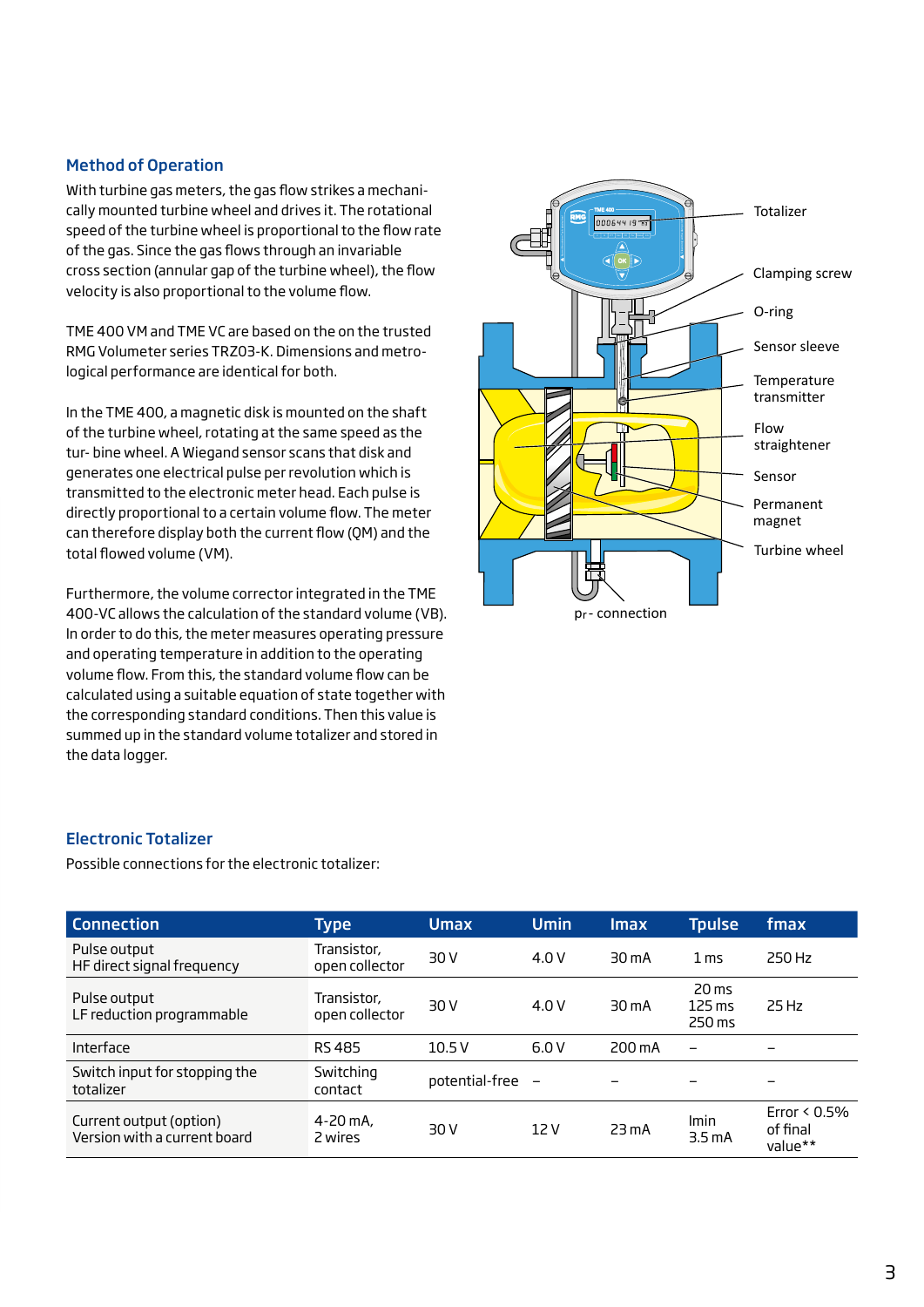## Method of Operation

With turbine gas meters, the gas flow strikes a mechanically mounted turbine wheel and drives it. The rotational speed of the turbine wheel is proportional to the flow rate of the gas. Since the gas flows through an invariable cross section (annular gap of the turbine wheel), the flow velocity is also proportional to the volume flow.

TME 400 VM and TME VC are based on the on the trusted RMG Volumeter series TRZ03-K. Dimensions and metrological performance are identical for both.

In the TME 400, a magnetic disk is mounted on the shaft of the turbine wheel, rotating at the same speed as the tur- bine wheel. A Wiegand sensor scans that disk and generates one electrical pulse per revolution which is transmitted to the electronic meter head. Each pulse is directly proportional to a certain volume flow. The meter can therefore display both the current flow (QM) and the total flowed volume (VM).

Furthermore, the volume corrector integrated in the TME 400-VC allows the calculation of the standard volume (VB). In order to do this, the meter measures operating pressure and operating temperature in addition to the operating volume flow. From this, the standard volume flow can be calculated using a suitable equation of state together with the corresponding standard conditions. Then this value is summed up in the standard volume totalizer and stored in the data logger.

Totalizer
Clamping screw
O-ring
Sensor sleeve
Temperature transmitter
Flow straightener
Sensor
Permanent magnet
Turbine wheel
$p_r$ - connection

## Electronic Totalizer

Possible connections for the electronic totalizer:

| Connection | Type | Umax | Umin | Imax | Tpulse | fmax |
|---|---|---|---|---|---|---|
| Pulse output<br>HF direct signal frequency | Transistor,<br>open collector | 30 V | 4.0 V | 30 mA | 1 ms | 250 Hz |
| Pulse output<br>LF reduction programmable | Transistor,<br>open collector | 30 V | 4.0 V | 30 mA | 20 ms<br>125 ms<br>250 ms | 25 Hz |
| Interface | RS 485 | 10.5 V | 6.0 V | 200 mA | – | – |
| Switch input for stopping the totalizer | Switching contact | potential-free | – | – | – | – |
| Current output (option)<br>Version with a current board | 4-20 mA,<br>2 wires | 30 V | 12 V | 23 mA | Imin<br>3.5 mA | Error < 0.5% of final value** |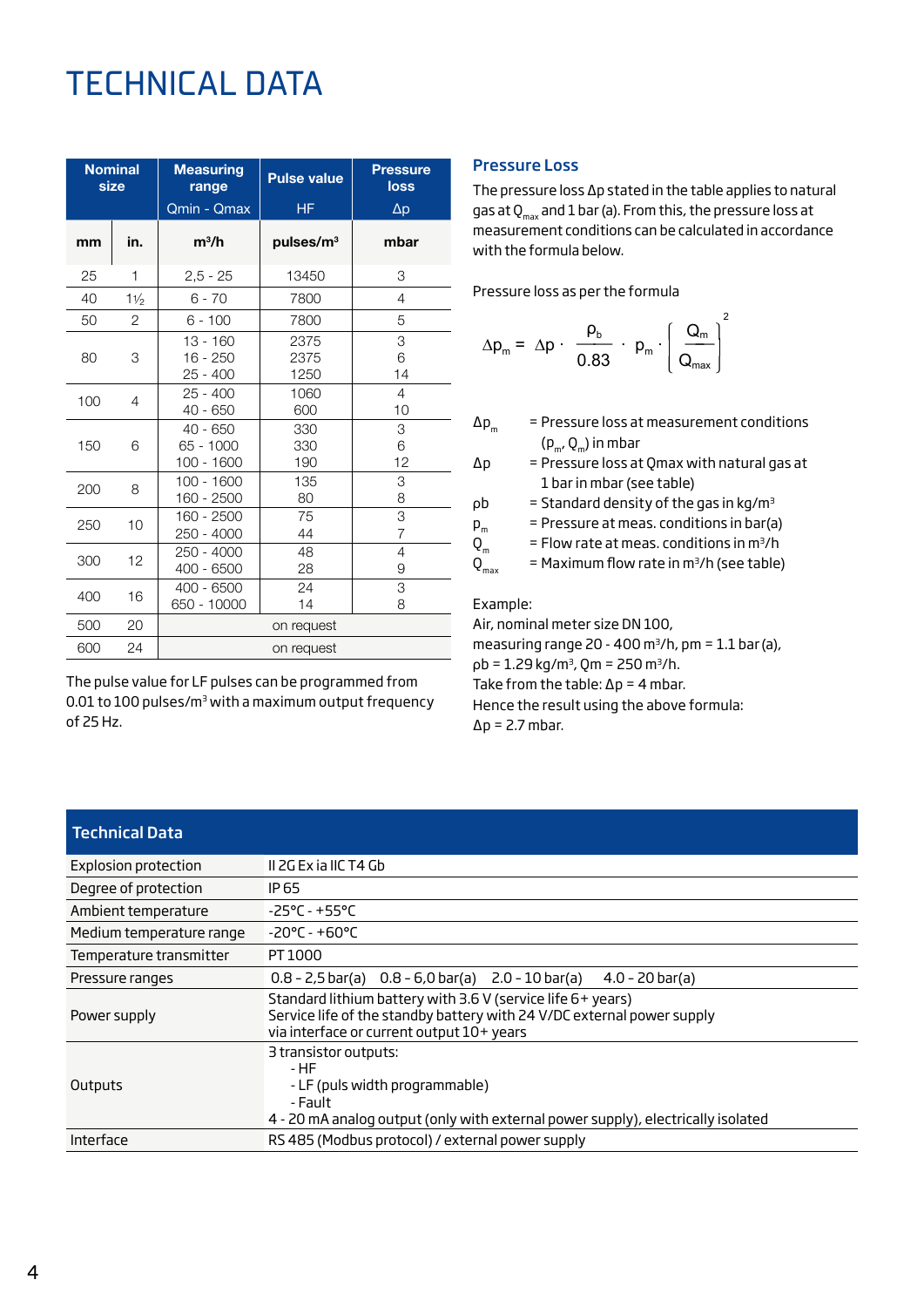# TECHNICAL DATA

| Nominal size | | Measuring range | Pulse value | Pressure loss |
|---|---|---|---|---|
| | | Qmin - Qmax | HF | Δp |
| mm | in. | m³/h | pulses/m³ | mbar |
| 25 | 1 | 2,5 - 25 | 13450 | 3 |
| 40 | 1½ | 6 - 70 | 7800 | 4 |
| 50 | 2 | 6 - 100 | 7800 | 5 |
| 80 | 3 | 13 - 160<br>16 - 250<br>25 - 400 | 2375<br>2375<br>1250 | 3<br>6<br>14 |
| 100 | 4 | 25 - 400<br>40 - 650 | 1060<br>600 | 4<br>10 |
| 150 | 6 | 40 - 650<br>65 - 1000<br>100 - 1600 | 330<br>330<br>190 | 3<br>6<br>12 |
| 200 | 8 | 100 - 1600<br>160 - 2500 | 135<br>80 | 3<br>8 |
| 250 | 10 | 160 - 2500<br>250 - 4000 | 75<br>44 | 3<br>7 |
| 300 | 12 | 250 - 4000<br>400 - 6500 | 48<br>28 | 4<br>9 |
| 400 | 16 | 400 - 6500<br>650 - 10000 | 24<br>14 | 3<br>8 |
| 500 | 20 | on request | | |
| 600 | 24 | on request | | |

The pulse value for LF pulses can be programmed from 0.01 to 100 pulses/m³ with a maximum output frequency of 25 Hz.

## Pressure Loss

The pressure loss Δp stated in the table applies to natural gas at $Q_{max}$ and 1 bar (a). From this, the pressure loss at measurement conditions can be calculated in accordance with the formula below.

Pressure loss as per the formula

$$\Delta p_m = \Delta p \cdot \frac{\rho_b}{0.83} \cdot p_m \cdot \left(\frac{Q_m}{Q_{max}}\right)^2$$

- $\Delta p_m$ = Pressure loss at measurement conditions ($p_m$, $Q_m$) in mbar
- $\Delta p$ = Pressure loss at Qmax with natural gas at 1 bar in mbar (see table)
- $\rho b$ = Standard density of the gas in kg/m³
- $p_m$ = Pressure at meas. conditions in bar(a)
- $Q_m$ = Flow rate at meas. conditions in m³/h
- $Q_{max}$ = Maximum flow rate in m³/h (see table)

Example:
Air, nominal meter size DN 100,
measuring range 20 - 400 m³/h, pm = 1.1 bar (a),
ρb = 1.29 kg/m³, Qm = 250 m³/h.
Take from the table: Δp = 4 mbar.
Hence the result using the above formula:
Δp = 2.7 mbar.

| Technical Data | |
|---|---|
| Explosion protection | II 2G Ex ia IIC T4 Gb |
| Degree of protection | IP 65 |
| Ambient temperature | -25°C - +55°C |
| Medium temperature range | -20°C - +60°C |
| Temperature transmitter | PT 1000 |
| Pressure ranges | 0.8 - 2,5 bar(a) 0.8 - 6,0 bar(a) 2.0 - 10 bar(a) 4.0 - 20 bar(a) |
| Power supply | Standard lithium battery with 3.6 V (service life 6+ years)<br>Service life of the standby battery with 24 V/DC external power supply via interface or current output 10+ years |
| Outputs | 3 transistor outputs:<br>- HF<br>- LF (puls width programmable)<br>- Fault<br>4 - 20 mA analog output (only with external power supply), electrically isolated |
| Interface | RS 485 (Modbus protocol) / external power supply |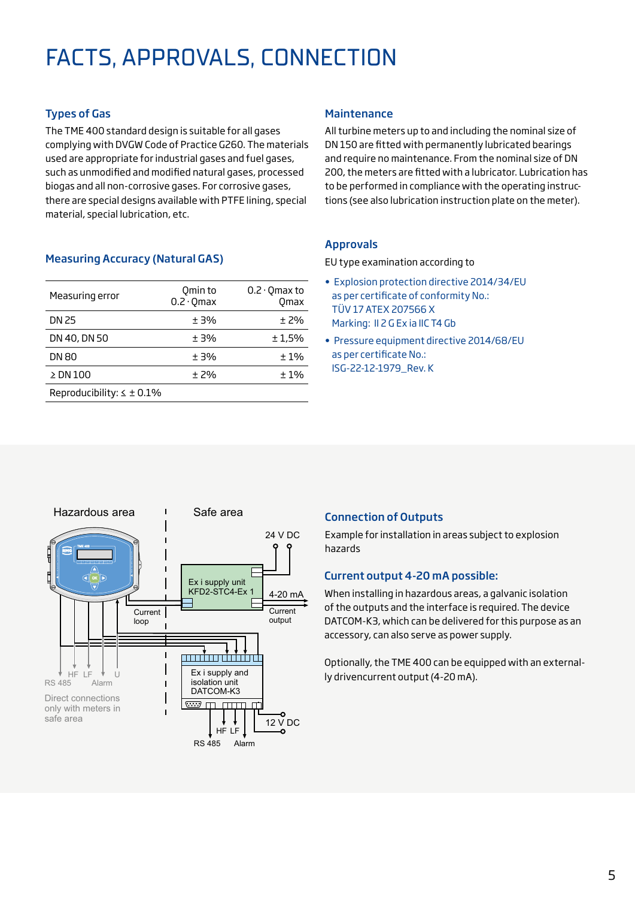# FACTS, APPROVALS, CONNECTION

## Types of Gas

The TME 400 standard design is suitable for all gases complying with DVGW Code of Practice G260. The materials used are appropriate for industrial gases and fuel gases, such as unmodified and modified natural gases, processed biogas and all non-corrosive gases. For corrosive gases, there are special designs available with PTFE lining, special material, special lubrication, etc.

## Measuring Accuracy (Natural GAS)

| Measuring error | Qmin to 0.2 · Qmax | 0.2 · Qmax to Qmax |
|---|---|---|
| DN 25 | ± 3% | ± 2% |
| DN 40, DN 50 | ± 3% | ± 1,5% |
| DN 80 | ± 3% | ± 1% |
| ≥ DN 100 | ± 2% | ± 1% |
| Reproducibility: ≤ ± 0.1% | | |

## Maintenance

All turbine meters up to and including the nominal size of DN 150 are fitted with permanently lubricated bearings and require no maintenance. From the nominal size of DN 200, the meters are fitted with a lubricator. Lubrication has to be performed in compliance with the operating instructions (see also lubrication instruction plate on the meter).

## Approvals

EU type examination according to

- Explosion protection directive 2014/34/EU as per certificate of conformity No.: TÜV 17 ATEX 207566 X Marking: II 2 G Ex ia IIC T4 Gb
- Pressure equipment directive 2014/68/EU as per certificate No.: ISG-22-12-1979_Rev. K

Hazardous area | Safe area

24 V DC

Ex i supply unit KFD2-STC4-Ex 1

4-20 mA

Current output

Current loop

Ex i supply and isolation unit DATCOM-K3

HF LF U

RS 485 Alarm

Direct connections only with meters in safe area

12 V DC

HF LF

RS 485 Alarm

## Connection of Outputs

Example for installation in areas subject to explosion hazards

## Current output 4-20 mA possible:

When installing in hazardous areas, a galvanic isolation of the outputs and the interface is required. The device DATCOM-K3, which can be delivered for this purpose as an accessory, can also serve as power supply.

Optionally, the TME 400 can be equipped with an externally drivencurrent output (4-20 mA).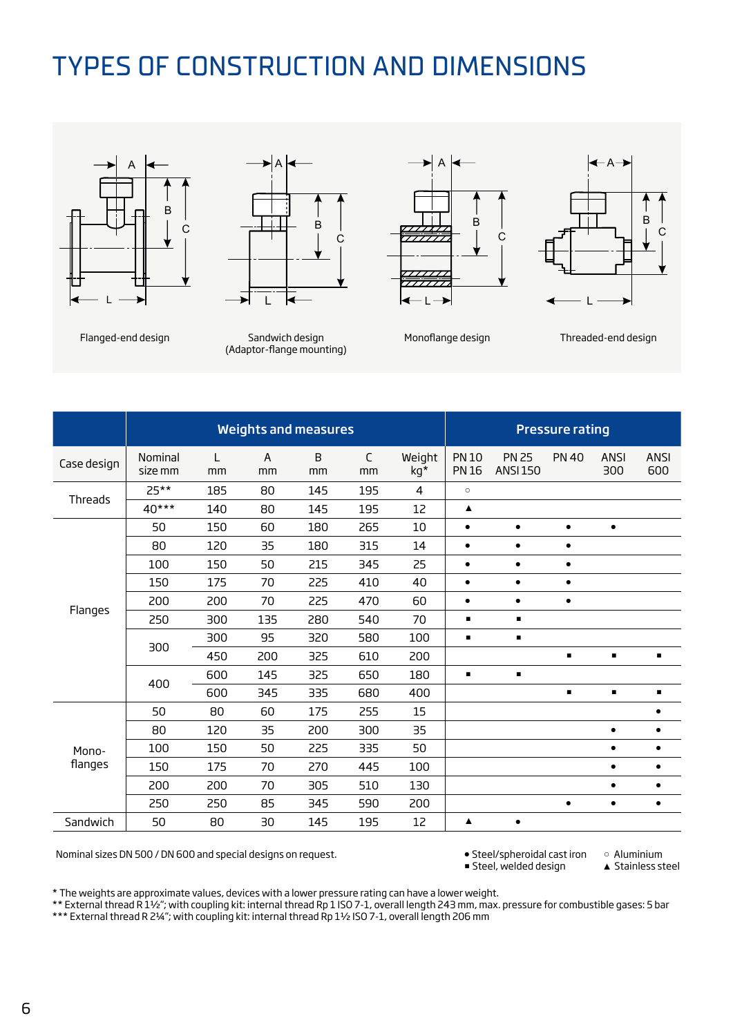# TYPES OF CONSTRUCTION AND DIMENSIONS

Flanged-end design

Sandwich design (Adaptor-flange mounting)

Monoflange design

Threaded-end design

| Case design | Weights and measures | | | | | | Pressure rating | | | | |
|---|---|---|---|---|---|---|---|---|---|---|---|
| | Nominal size mm | L mm | A mm | B mm | C mm | Weight kg* | PN 10 PN 16 | PN 25 ANSI 150 | PN 40 | ANSI 300 | ANSI 600 |
| Threads | 25** | 185 | 80 | 145 | 195 | 4 | ○ | | | | |
| | 40*** | 140 | 80 | 145 | 195 | 12 | ▲ | | | | |
| Flanges | 50 | 150 | 60 | 180 | 265 | 10 | ● | ● | ● | ● | |
| | 80 | 120 | 35 | 180 | 315 | 14 | ● | ● | ● | | |
| | 100 | 150 | 50 | 215 | 345 | 25 | ● | ● | ● | | |
| | 150 | 175 | 70 | 225 | 410 | 40 | ● | ● | ● | | |
| | 200 | 200 | 70 | 225 | 470 | 60 | ● | ● | ● | | |
| | 250 | 300 | 135 | 280 | 540 | 70 | ■ | ■ | | | |
| | 300 | 300 | 95 | 320 | 580 | 100 | ■ | ■ | | | |
| | | 450 | 200 | 325 | 610 | 200 | | | ■ | ■ | ■ |
| | 400 | 600 | 145 | 325 | 650 | 180 | ■ | ■ | | | |
| | | 600 | 345 | 335 | 680 | 400 | | | ■ | ■ | ■ |
| Mono-flanges | 50 | 80 | 60 | 175 | 255 | 15 | | | | | ● |
| | 80 | 120 | 35 | 200 | 300 | 35 | | | | ● | ● |
| | 100 | 150 | 50 | 225 | 335 | 50 | | | | ● | ● |
| | 150 | 175 | 70 | 270 | 445 | 100 | | | | ● | ● |
| | 200 | 200 | 70 | 305 | 510 | 130 | | | | ● | ● |
| | 250 | 250 | 85 | 345 | 590 | 200 | | | ● | ● | ● |
| Sandwich | 50 | 80 | 30 | 145 | 195 | 12 | ▲ | ● | | | |

Nominal sizes DN 500 / DN 600 and special designs on request.

● Steel/spheroidal cast iron
■ Steel, welded design
○ Aluminium
▲ Stainless steel

* The weights are approximate values, devices with a lower pressure rating can have a lower weight.
** External thread R 1½"; with coupling kit: internal thread Rp 1 ISO 7-1, overall length 243 mm, max. pressure for combustible gases: 5 bar
*** External thread R 2¼"; with coupling kit: internal thread Rp 1½ ISO 7-1, overall length 206 mm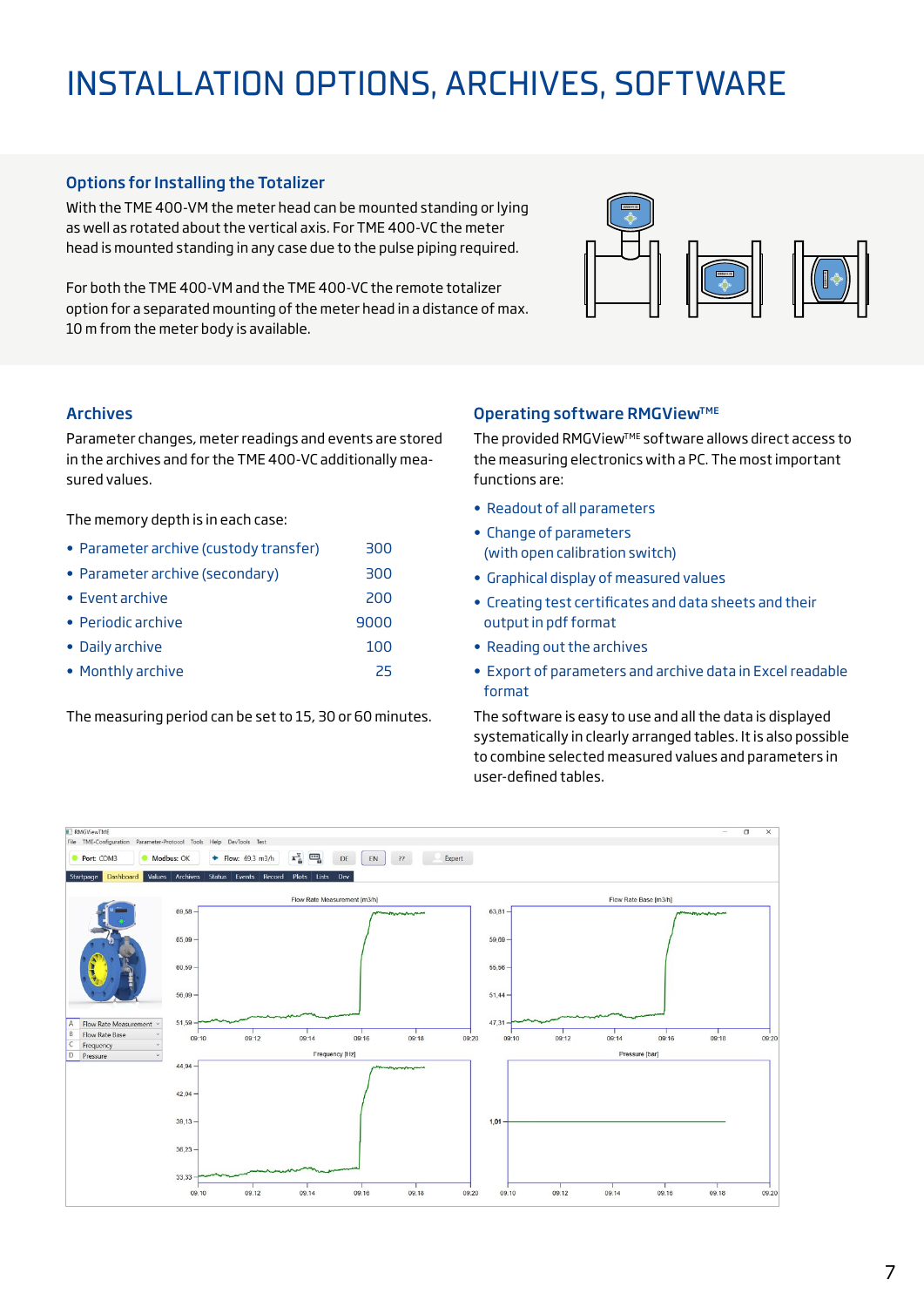# INSTALLATION OPTIONS, ARCHIVES, SOFTWARE

### Options for Installing the Totalizer

With the TME 400-VM the meter head can be mounted standing or lying as well as rotated about the vertical axis. For TME 400-VC the meter head is mounted standing in any case due to the pulse piping required.

For both the TME 400-VM and the TME 400-VC the remote totalizer option for a separated mounting of the meter head in a distance of max. 10 m from the meter body is available.

### Archives

Parameter changes, meter readings and events are stored in the archives and for the TME 400-VC additionally measured values.

The memory depth is in each case:

| | |
|---|---|
| • Parameter archive (custody transfer) | 300 |
| • Parameter archive (secondary) | 300 |
| • Event archive | 200 |
| • Periodic archive | 9000 |
| • Daily archive | 100 |
| • Monthly archive | 25 |

The measuring period can be set to 15, 30 or 60 minutes.

### Operating software RMGView[TME]

The provided RMGView[TME] software allows direct access to the measuring electronics with a PC. The most important functions are:

- Readout of all parameters
- Change of parameters (with open calibration switch)
- Graphical display of measured values
- Creating test certificates and data sheets and their output in pdf format
- Reading out the archives
- Export of parameters and archive data in Excel readable format

The software is easy to use and all the data is displayed systematically in clearly arranged tables. It is also possible to combine selected measured values and parameters in user-defined tables.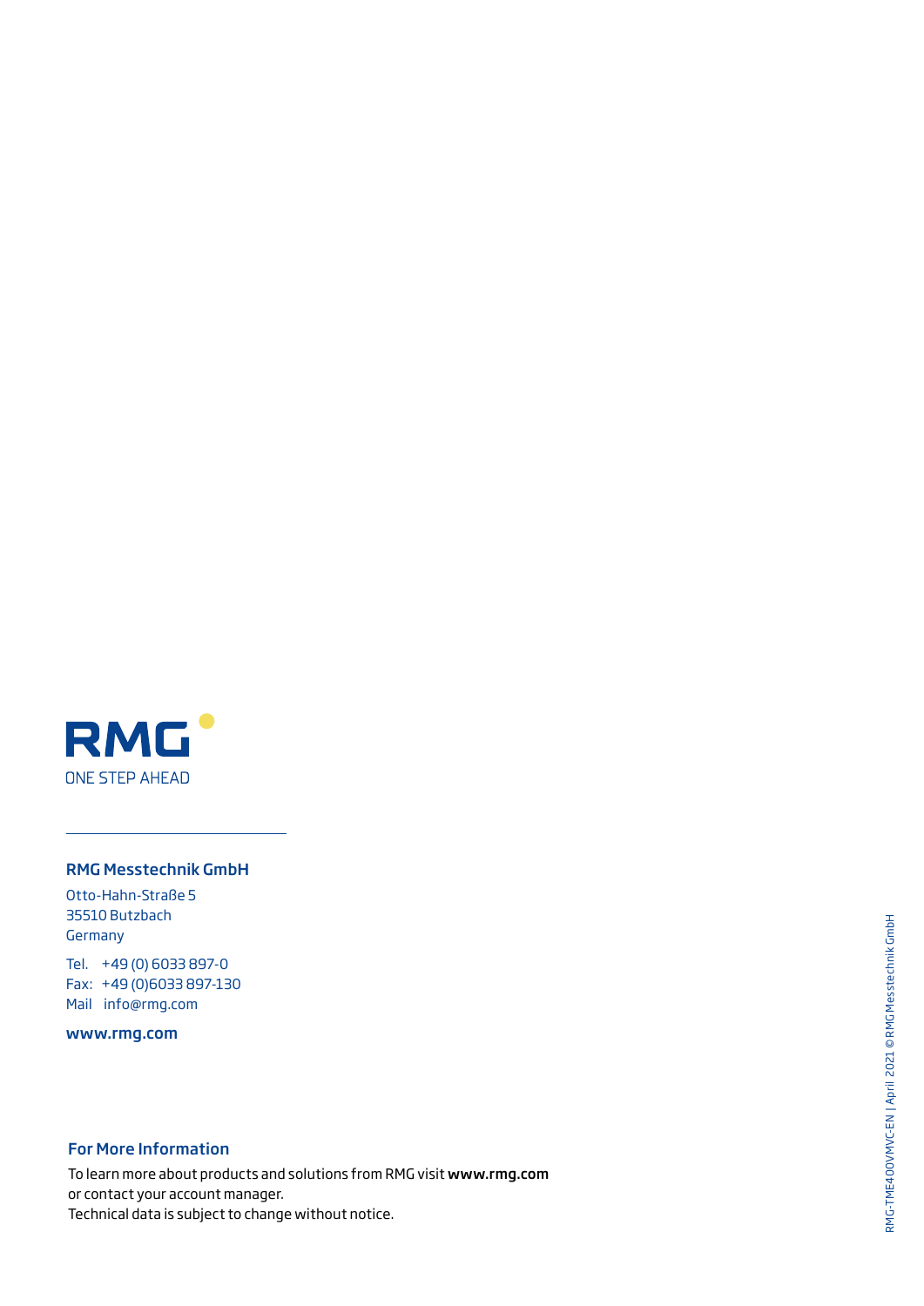RMG

ONE STEP AHEAD

---

**RMG Messtechnik GmbH**

Otto-Hahn-Straße 5
35510 Butzbach
Germany

Tel. +49 (0) 6033 897-0
Fax: +49 (0)6033 897-130
Mail info@rmg.com

**www.rmg.com**

## For More Information

To learn more about products and solutions from RMG visit **www.rmg.com**
or contact your account manager.
Technical data is subject to change without notice.

RMG-TME400VMVC-EN | April 2021 © RMG Messtechnik GmbH